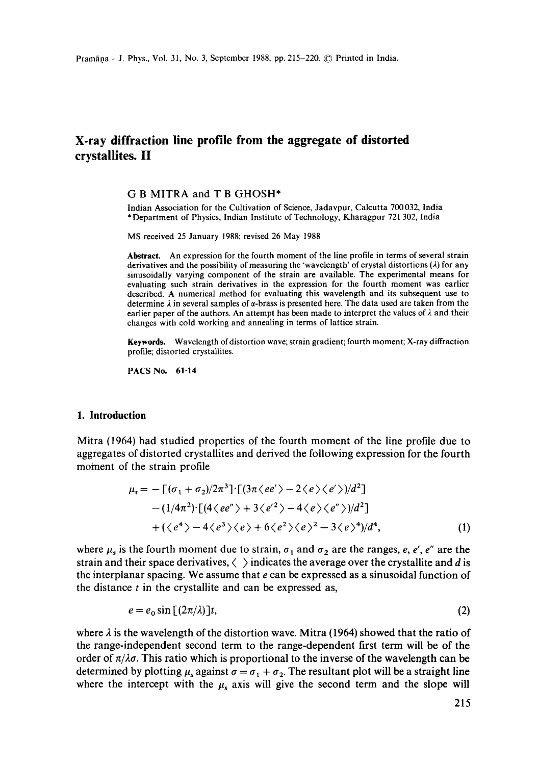# X-ray diffraction line profile from the aggregate of distorted crystallites. II

G B MITRA and T B GHOSH*

Indian Association for the Cultivation of Science, Jadavpur, Calcutta 700 032, India
*Department of Physics, Indian Institute of Technology, Kharagpur 721 302, India

MS received 25 January 1988; revised 26 May 1988

**Abstract.** An expression for the fourth moment of the line profile in terms of several strain derivatives and the possibility of measuring the 'wavelength' of crystal distortions ($\lambda$) for any sinusoidally varying component of the strain are available. The experimental means for evaluating such strain derivatives in the expression for the fourth moment was earlier described. A numerical method for evaluating this wavelength and its subsequent use to determine $\lambda$ in several samples of $\alpha$-brass is presented here. The data used are taken from the earlier paper of the authors. An attempt has been made to interpret the values of $\lambda$ and their changes with cold working and annealing in terms of lattice strain.

**Keywords.** Wavelength of distortion wave; strain gradient; fourth moment; X-ray diffraction profile; distorted crystallites.

**PACS No.** 61·14

## 1. Introduction

Mitra (1964) had studied properties of the fourth moment of the line profile due to aggregates of distorted crystallites and derived the following expression for the fourth moment of the strain profile

$$\begin{aligned}
\mu_s = & -[(\sigma_1+\sigma_2)/2\pi^3]\cdot[(3\pi\langle ee'\rangle - 2\langle e\rangle\langle e'\rangle)/d^2] \\
& -(1/4\pi^2)\cdot[(4\langle ee''\rangle + 3\langle e'^2\rangle - 4\langle e\rangle\langle e''\rangle)/d^2] \\
& +(\langle e^4\rangle - 4\langle e^3\rangle\langle e\rangle + 6\langle e^2\rangle\langle e\rangle^2 - 3\langle e\rangle^4)/d^4,
\end{aligned} \tag{1}$$

where $\mu_s$ is the fourth moment due to strain, $\sigma_1$ and $\sigma_2$ are the ranges, $e$, $e'$, $e''$ are the strain and their space derivatives, $\langle\ \rangle$ indicates the average over the crystallite and $d$ is the interplanar spacing. We assume that $e$ can be expressed as a sinusoidal function of the distance $t$ in the crystallite and can be expressed as,

$$e = e_0 \sin[(2\pi/\lambda)]t, \tag{2}$$

where $\lambda$ is the wavelength of the distortion wave. Mitra (1964) showed that the ratio of the range-independent second term to the range-dependent first term will be of the order of $\pi/\lambda\sigma$. This ratio which is proportional to the inverse of the wavelength can be determined by plotting $\mu_s$ against $\sigma = \sigma_1 + \sigma_2$. The resultant plot will be a straight line where the intercept with the $\mu_s$ axis will give the second term and the slope will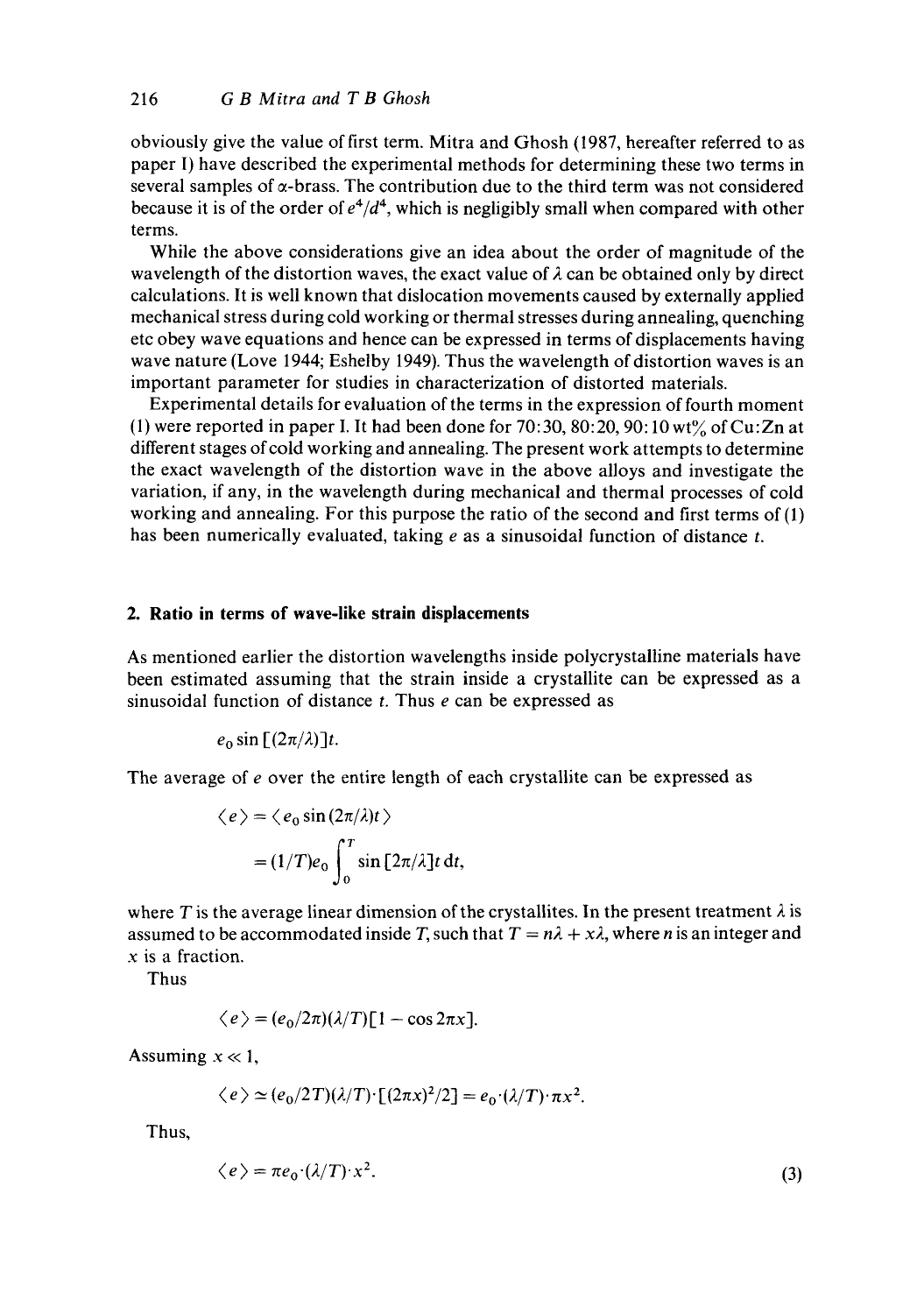obviously give the value of first term. Mitra and Ghosh (1987, hereafter referred to as paper I) have described the experimental methods for determining these two terms in several samples of α-brass. The contribution due to the third term was not considered because it is of the order of $e^4/d^4$, which is negligibly small when compared with other terms.

While the above considerations give an idea about the order of magnitude of the wavelength of the distortion waves, the exact value of $\lambda$ can be obtained only by direct calculations. It is well known that dislocation movements caused by externally applied mechanical stress during cold working or thermal stresses during annealing, quenching etc obey wave equations and hence can be expressed in terms of displacements having wave nature (Love 1944; Eshelby 1949). Thus the wavelength of distortion waves is an important parameter for studies in characterization of distorted materials.

Experimental details for evaluation of the terms in the expression of fourth moment (1) were reported in paper I. It had been done for 70:30, 80:20, 90:10 wt% of Cu:Zn at different stages of cold working and annealing. The present work attempts to determine the exact wavelength of the distortion wave in the above alloys and investigate the variation, if any, in the wavelength during mechanical and thermal processes of cold working and annealing. For this purpose the ratio of the second and first terms of (1) has been numerically evaluated, taking $e$ as a sinusoidal function of distance $t$.

## 2. Ratio in terms of wave-like strain displacements

As mentioned earlier the distortion wavelengths inside polycrystalline materials have been estimated assuming that the strain inside a crystallite can be expressed as a sinusoidal function of distance $t$. Thus $e$ can be expressed as

$$e_0 \sin[(2\pi/\lambda)]t.$$

The average of $e$ over the entire length of each crystallite can be expressed as

$$\langle e \rangle = \langle e_0 \sin(2\pi/\lambda)t \rangle$$
$$= (1/T)e_0 \int_0^T \sin[2\pi/\lambda]t \, \mathrm{d}t,$$

where $T$ is the average linear dimension of the crystallites. In the present treatment $\lambda$ is assumed to be accommodated inside $T$, such that $T = n\lambda + x\lambda$, where $n$ is an integer and $x$ is a fraction.

Thus

$$\langle e \rangle = (e_0/2\pi)(\lambda/T)[1 - \cos 2\pi x].$$

Assuming $x \ll 1$,

$$\langle e \rangle \simeq (e_0/2T)(\lambda/T)\cdot[(2\pi x)^2/2] = e_0\cdot(\lambda/T)\cdot\pi x^2.$$

Thus,

$$\langle e \rangle = \pi e_0\cdot(\lambda/T)\cdot x^2. \tag{3}$$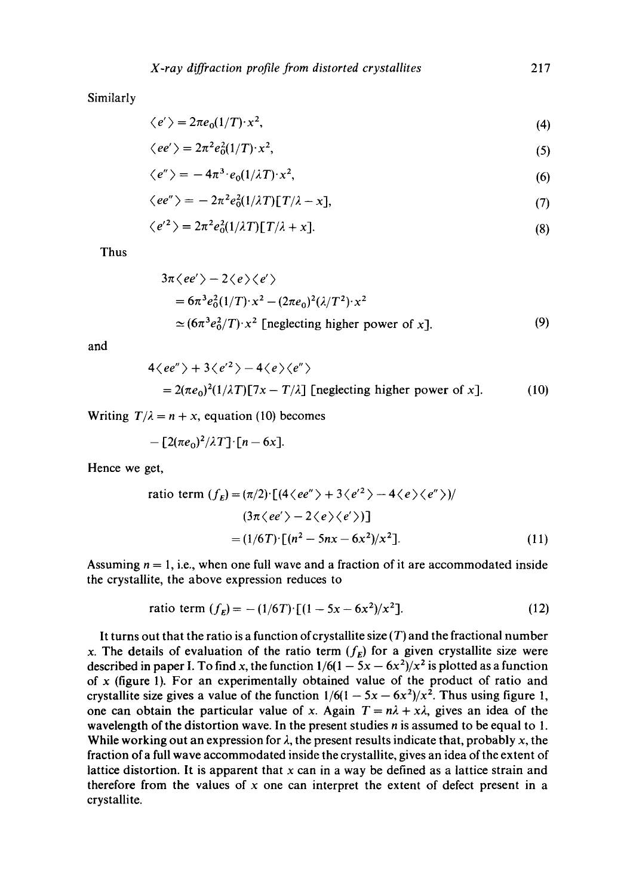Similarly

$$\langle e' \rangle = 2\pi e_0 (1/T)\cdot x^2, \tag{4}$$

$$\langle ee' \rangle = 2\pi^2 e_0^2 (1/T)\cdot x^2, \tag{5}$$

$$\langle e'' \rangle = -4\pi^3 \cdot e_0 (1/\lambda T)\cdot x^2, \tag{6}$$

$$\langle ee'' \rangle = -2\pi^2 e_0^2 (1/\lambda T)[T/\lambda - x], \tag{7}$$

$$\langle e'^2 \rangle = 2\pi^2 e_0^2 (1/\lambda T)[T/\lambda + x]. \tag{8}$$

Thus

$$\begin{aligned} & 3\pi \langle ee' \rangle - 2\langle e \rangle \langle e' \rangle \\ & = 6\pi^3 e_0^2 (1/T)\cdot x^2 - (2\pi e_0)^2 (\lambda/T^2)\cdot x^2 \\ & \simeq (6\pi^3 e_0^2/T)\cdot x^2 \text{ [neglecting higher power of } x]. \end{aligned} \tag{9}$$

and

$$\begin{aligned} & 4\langle ee'' \rangle + 3\langle e'^2 \rangle - 4\langle e \rangle \langle e'' \rangle \\ & = 2(\pi e_0)^2 (1/\lambda T)[7x - T/\lambda] \text{ [neglecting higher power of } x]. \end{aligned} \tag{10}$$

Writing $T/\lambda = n + x$, equation (10) becomes

$$-[2(\pi e_0)^2/\lambda T]\cdot[n - 6x].$$

Hence we get,

$$\begin{aligned} \text{ratio term } (f_E) &= (\pi/2)\cdot[(4\langle ee'' \rangle + 3\langle e'^2 \rangle - 4\langle e \rangle \langle e'' \rangle)/ \\ & \qquad (3\pi \langle ee' \rangle - 2\langle e \rangle \langle e' \rangle)] \\ &= (1/6T)\cdot[(n^2 - 5nx - 6x^2)/x^2]. \end{aligned} \tag{11}$$

Assuming $n = 1$, i.e., when one full wave and a fraction of it are accommodated inside the crystallite, the above expression reduces to

$$\text{ratio term } (f_E) = -(1/6T)\cdot[(1 - 5x - 6x^2)/x^2]. \tag{12}$$

It turns out that the ratio is a function of crystallite size ($T$) and the fractional number $x$. The details of evaluation of the ratio term ($f_E$) for a given crystallite size were described in paper I. To find $x$, the function $1/6(1 - 5x - 6x^2)/x^2$ is plotted as a function of $x$ (figure 1). For an experimentally obtained value of the product of ratio and crystallite size gives a value of the function $1/6(1 - 5x - 6x^2)/x^2$. Thus using figure 1, one can obtain the particular value of $x$. Again $T = n\lambda + x\lambda$, gives an idea of the wavelength of the distortion wave. In the present studies $n$ is assumed to be equal to 1. While working out an expression for $\lambda$, the present results indicate that, probably $x$, the fraction of a full wave accommodated inside the crystallite, gives an idea of the extent of lattice distortion. It is apparent that $x$ can in a way be defined as a lattice strain and therefore from the values of $x$ one can interpret the extent of defect present in a crystallite.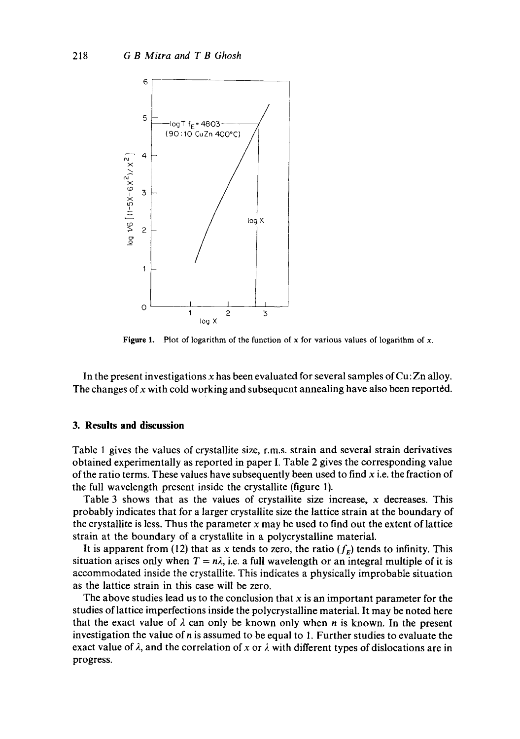Figure 1. Plot of logarithm of the function of $x$ for various values of logarithm of $x$.

In the present investigations $x$ has been evaluated for several samples of Cu:Zn alloy. The changes of $x$ with cold working and subsequent annealing have also been reported.

### 3. Results and discussion

Table 1 gives the values of crystallite size, r.m.s. strain and several strain derivatives obtained experimentally as reported in paper I. Table 2 gives the corresponding value of the ratio terms. These values have subsequently been used to find $x$ i.e. the fraction of the full wavelength present inside the crystallite (figure 1).

Table 3 shows that as the values of crystallite size increase, $x$ decreases. This probably indicates that for a larger crystallite size the lattice strain at the boundary of the crystallite is less. Thus the parameter $x$ may be used to find out the extent of lattice strain at the boundary of a crystallite in a polycrystalline material.

It is apparent from (12) that as $x$ tends to zero, the ratio $(f_E)$ tends to infinity. This situation arises only when $T = n\lambda$, i.e. a full wavelength or an integral multiple of it is accommodated inside the crystallite. This indicates a physically improbable situation as the lattice strain in this case will be zero.

The above studies lead us to the conclusion that $x$ is an important parameter for the studies of lattice imperfections inside the polycrystalline material. It may be noted here that the exact value of $\lambda$ can only be known only when $n$ is known. In the present investigation the value of $n$ is assumed to be equal to 1. Further studies to evaluate the exact value of $\lambda$, and the correlation of $x$ or $\lambda$ with different types of dislocations are in progress.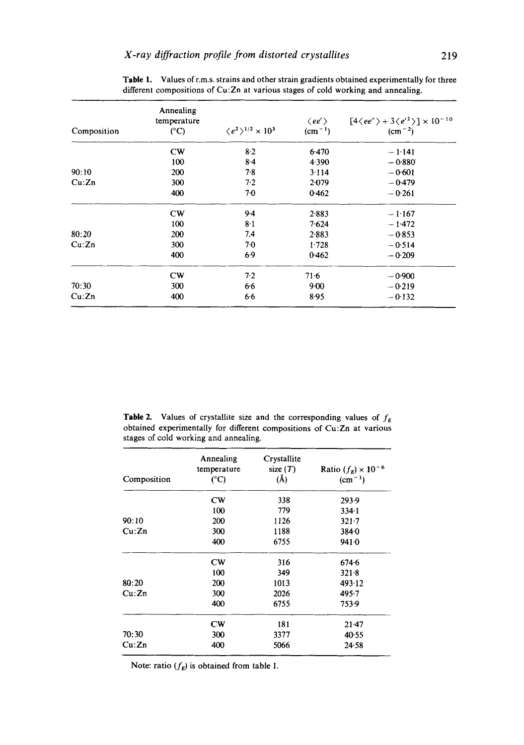**Table 1.** Values of r.m.s. strains and other strain gradients obtained experimentally for three different compositions of Cu:Zn at various stages of cold working and annealing.

| Composition | Annealing temperature (°C) | $\langle e^2 \rangle^{1/2} \times 10^3$ | $\langle ee' \rangle$ ($cm^{-1}$) | $[4\langle ee'' \rangle + 3\langle e'^2 \rangle] \times 10^{-10}$ ($cm^{-2}$) |
|---|---|---|---|---|
| 90:10 Cu:Zn | CW | 8·2 | 6·470 | −1·141 |
| | 100 | 8·4 | 4·390 | −0·880 |
| | 200 | 7·8 | 3·114 | −0·601 |
| | 300 | 7·2 | 2·079 | −0·479 |
| | 400 | 7·0 | 0·462 | −0·261 |
| 80:20 Cu:Zn | CW | 9·4 | 2·883 | −1·167 |
| | 100 | 8·1 | 7·624 | −1·472 |
| | 200 | 7.4 | 2·883 | −0·853 |
| | 300 | 7·0 | 1·728 | −0·514 |
| | 400 | 6·9 | 0·462 | −0·209 |
| 70:30 Cu:Zn | CW | 7·2 | 71·6 | −0·900 |
| | 300 | 6·6 | 9·00 | −0·219 |
| | 400 | 6·6 | 8·95 | −0·132 |

**Table 2.** Values of crystallite size and the corresponding values of $f_E$ obtained experimentally for different compositions of Cu:Zn at various stages of cold working and annealing.

| Composition | Annealing temperature (°C) | Crystallite size ($T$) (Å) | Ratio ($f_E$) $\times 10^{-6}$ ($cm^{-1}$) |
|---|---|---|---|
| 90:10 Cu:Zn | CW | 338 | 293·9 |
| | 100 | 779 | 334·1 |
| | 200 | 1126 | 321·7 |
| | 300 | 1188 | 384·0 |
| | 400 | 6755 | 941·0 |
| 80:20 Cu:Zn | CW | 316 | 674·6 |
| | 100 | 349 | 321·8 |
| | 200 | 1013 | 493·12 |
| | 300 | 2026 | 495·7 |
| | 400 | 6755 | 753·9 |
| 70:30 Cu:Zn | CW | 181 | 21·47 |
| | 300 | 3377 | 40·55 |
| | 400 | 5066 | 24·58 |

Note: ratio ($f_E$) is obtained from table 1.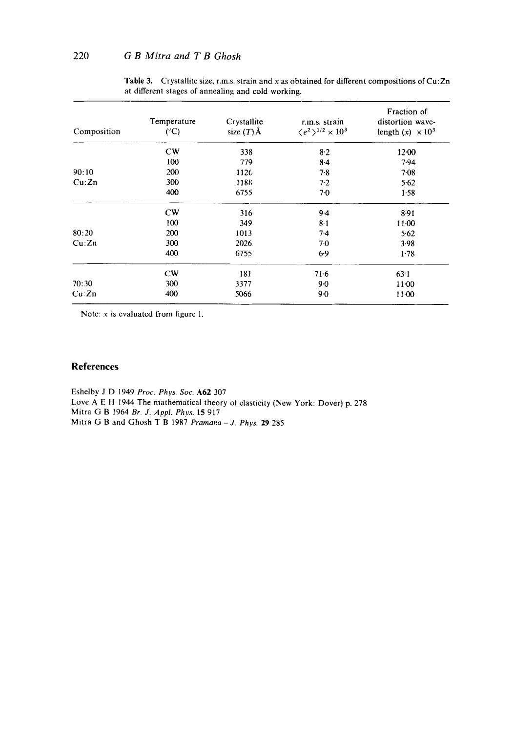**Table 3.** Crystallite size, r.m.s. strain and $x$ as obtained for different compositions of Cu:Zn at different stages of annealing and cold working.

| Composition | Temperature (°C) | Crystallite size $(T)$Å | r.m.s. strain $\langle e^2 \rangle^{1/2} \times 10^3$ | Fraction of distortion wave-length $(x) \times 10^3$ |
|---|---|---|---|---|
| 90:10 Cu:Zn | CW | 338 | 8·2 | 12·00 |
| | 100 | 779 | 8·4 | 7·94 |
| | 200 | 1126 | 7·8 | 7·08 |
| | 300 | 1188 | 7·2 | 5·62 |
| | 400 | 6755 | 7·0 | 1·58 |
| 80:20 Cu:Zn | CW | 316 | 9·4 | 8·91 |
| | 100 | 349 | 8·1 | 11·00 |
| | 200 | 1013 | 7·4 | 5·62 |
| | 300 | 2026 | 7·0 | 3·98 |
| | 400 | 6755 | 6·9 | 1·78 |
| 70:30 Cu:Zn | CW | 181 | 71·6 | 63·1 |
| | 300 | 3377 | 9·0 | 11·00 |
| | 400 | 5066 | 9·0 | 11·00 |

Note: $x$ is evaluated from figure 1.

## References

Eshelby J D 1949 *Proc. Phys. Soc.* **A62** 307

Love A E H 1944 The mathematical theory of elasticity (New York: Dover) p. 278

Mitra G B 1964 *Br. J. Appl. Phys.* **15** 917

Mitra G B and Ghosh T B 1987 *Pramana – J. Phys.* **29** 285